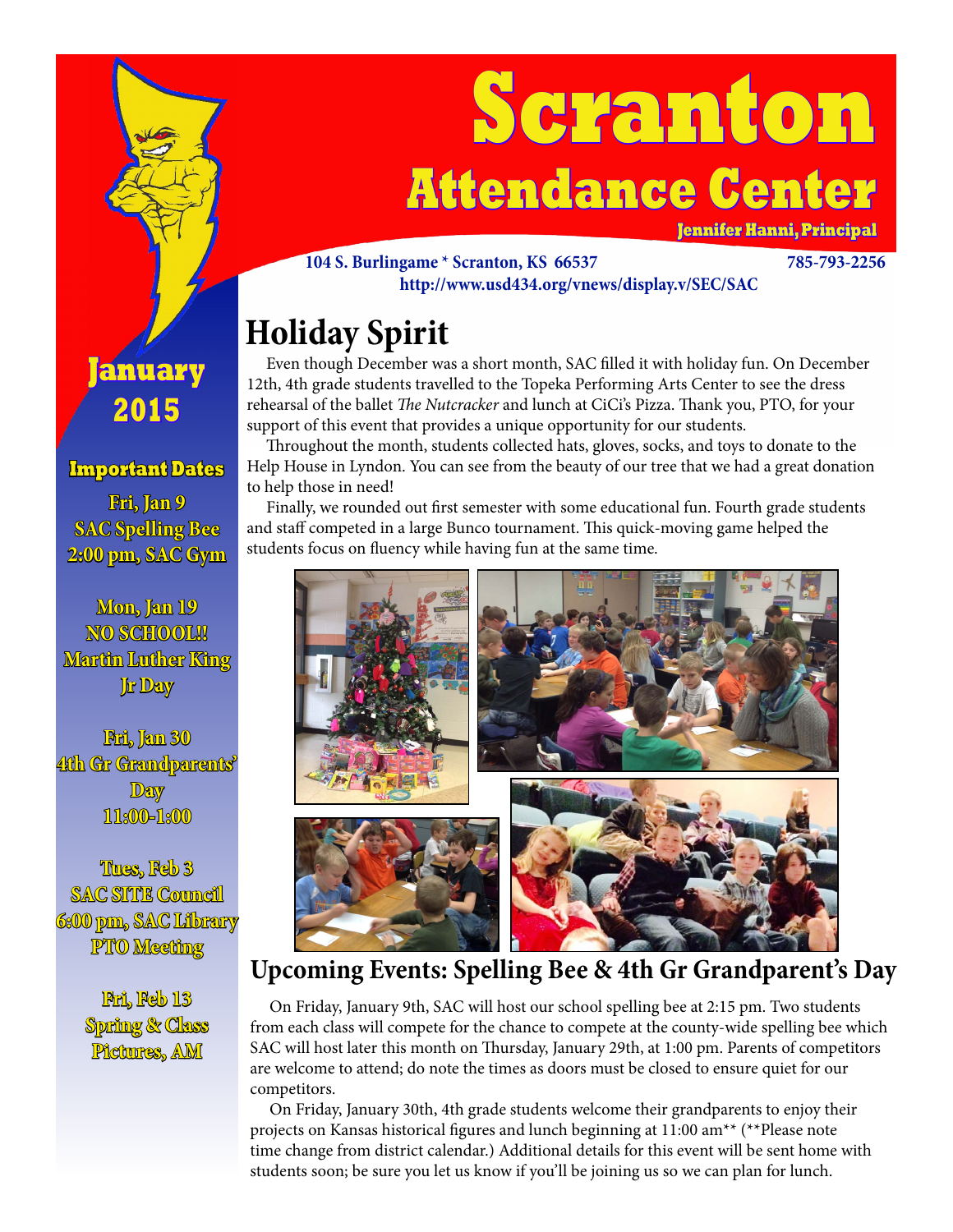# Scranton Attendance Center

**Jennifer Hanni, Principal**

**104 S. Burlingame * Scranton, KS 66537** **785-793-2256**
**http://www.usd434.org/vnews/display.v/SEC/SAC**

**January 2015**

### Important Dates

**Fri, Jan 9**
**SAC Spelling Bee**
**2:00 pm, SAC Gym**

**Mon, Jan 19**
**NO SCHOOL!!**
**Martin Luther King Jr Day**

**Fri, Jan 30**
**4th Gr Grandparents' Day**
**11:00-1:00**

**Tues, Feb 3**
**SAC SITE Council**
**6:00 pm, SAC Library**
**PTO Meeting**

**Fri, Feb 13**
**Spring & Class Pictures, AM**

## Holiday Spirit

Even though December was a short month, SAC filled it with holiday fun. On December 12th, 4th grade students travelled to the Topeka Performing Arts Center to see the dress rehearsal of the ballet *The Nutcracker* and lunch at CiCi's Pizza. Thank you, PTO, for your support of this event that provides a unique opportunity for our students.

Throughout the month, students collected hats, gloves, socks, and toys to donate to the Help House in Lyndon. You can see from the beauty of our tree that we had a great donation to help those in need!

Finally, we rounded out first semester with some educational fun. Fourth grade students and staff competed in a large Bunco tournament. This quick-moving game helped the students focus on fluency while having fun at the same time.

## Upcoming Events: Spelling Bee & 4th Gr Grandparent's Day

On Friday, January 9th, SAC will host our school spelling bee at 2:15 pm. Two students from each class will compete for the chance to compete at the county-wide spelling bee which SAC will host later this month on Thursday, January 29th, at 1:00 pm. Parents of competitors are welcome to attend; do note the times as doors must be closed to ensure quiet for our competitors.

On Friday, January 30th, 4th grade students welcome their grandparents to enjoy their projects on Kansas historical figures and lunch beginning at 11:00 am** (**Please note time change from district calendar.) Additional details for this event will be sent home with students soon; be sure you let us know if you'll be joining us so we can plan for lunch.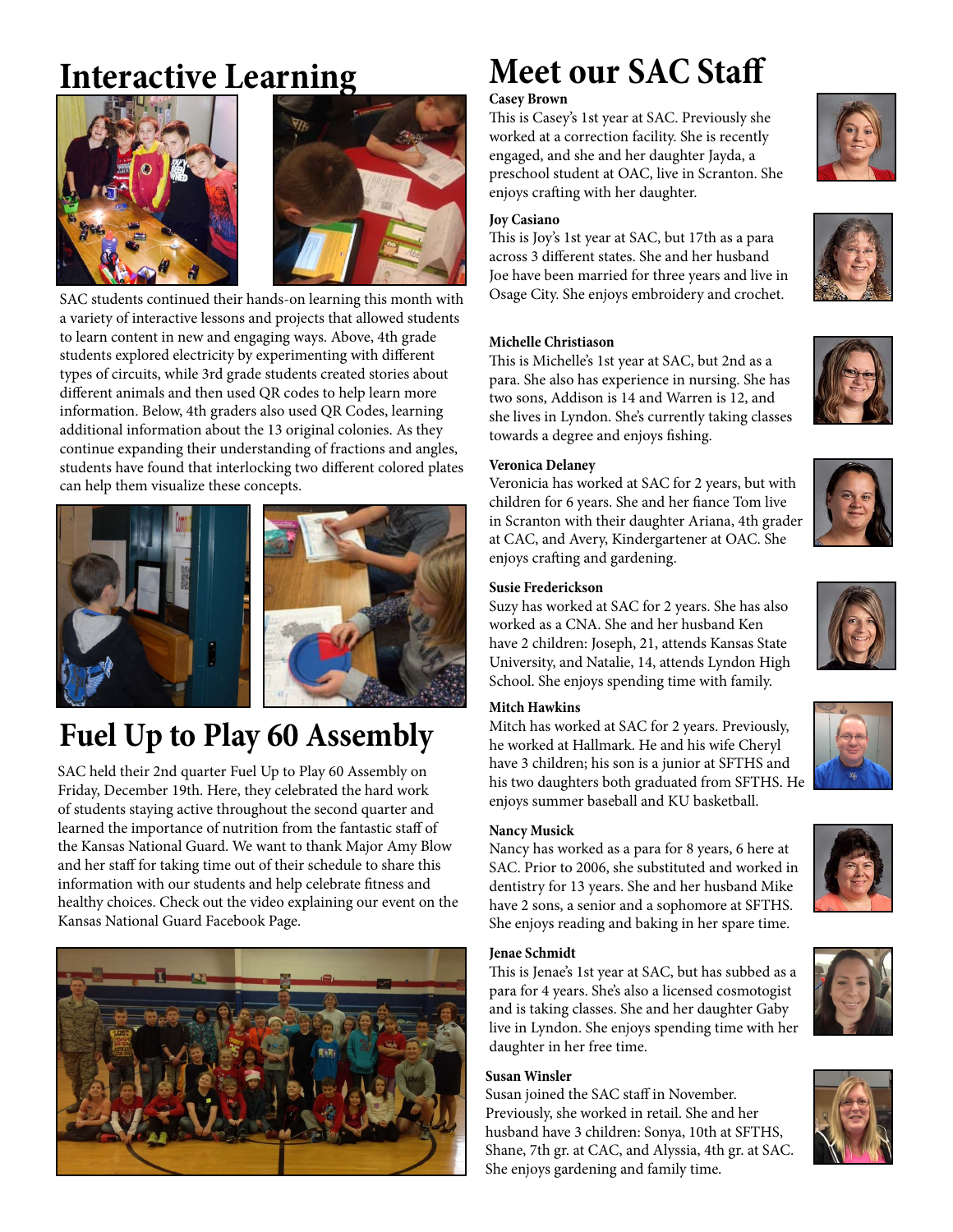# Interactive Learning

SAC students continued their hands-on learning this month with a variety of interactive lessons and projects that allowed students to learn content in new and engaging ways. Above, 4th grade students explored electricity by experimenting with different types of circuits, while 3rd grade students created stories about different animals and then used QR codes to help learn more information. Below, 4th graders also used QR Codes, learning additional information about the 13 original colonies. As they continue expanding their understanding of fractions and angles, students have found that interlocking two different colored plates can help them visualize these concepts.

# Fuel Up to Play 60 Assembly

SAC held their 2nd quarter Fuel Up to Play 60 Assembly on Friday, December 19th. Here, they celebrated the hard work of students staying active throughout the second quarter and learned the importance of nutrition from the fantastic staff of the Kansas National Guard. We want to thank Major Amy Blow and her staff for taking time out of their schedule to share this information with our students and help celebrate fitness and healthy choices. Check out the video explaining our event on the Kansas National Guard Facebook Page.

# Meet our SAC Staff

**Casey Brown**
This is Casey's 1st year at SAC. Previously she worked at a correction facility. She is recently engaged, and she and her daughter Jayda, a preschool student at OAC, live in Scranton. She enjoys crafting with her daughter.

**Joy Casiano**
This is Joy's 1st year at SAC, but 17th as a para across 3 different states. She and her husband Joe have been married for three years and live in Osage City. She enjoys embroidery and crochet.

**Michelle Christiason**
This is Michelle's 1st year at SAC, but 2nd as a para. She also has experience in nursing. She has two sons, Addison is 14 and Warren is 12, and she lives in Lyndon. She's currently taking classes towards a degree and enjoys fishing.

**Veronica Delaney**
Veronicia has worked at SAC for 2 years, but with children for 6 years. She and her fiance Tom live in Scranton with their daughter Ariana, 4th grader at CAC, and Avery, Kindergartener at OAC. She enjoys crafting and gardening.

**Susie Frederickson**
Suzy has worked at SAC for 2 years. She has also worked as a CNA. She and her husband Ken have 2 children: Joseph, 21, attends Kansas State University, and Natalie, 14, attends Lyndon High School. She enjoys spending time with family.

**Mitch Hawkins**
Mitch has worked at SAC for 2 years. Previously, he worked at Hallmark. He and his wife Cheryl have 3 children; his son is a junior at SFTHS and his two daughters both graduated from SFTHS. He enjoys summer baseball and KU basketball.

**Nancy Musick**
Nancy has worked as a para for 8 years, 6 here at SAC. Prior to 2006, she substituted and worked in dentistry for 13 years. She and her husband Mike have 2 sons, a senior and a sophomore at SFTHS. She enjoys reading and baking in her spare time.

**Jenae Schmidt**
This is Jenae's 1st year at SAC, but has subbed as a para for 4 years. She's also a licensed cosmotogist and is taking classes. She and her daughter Gaby live in Lyndon. She enjoys spending time with her daughter in her free time.

**Susan Winsler**
Susan joined the SAC staff in November. Previously, she worked in retail. She and her husband have 3 children: Sonya, 10th at SFTHS, Shane, 7th gr. at CAC, and Alyssia, 4th gr. at SAC. She enjoys gardening and family time.